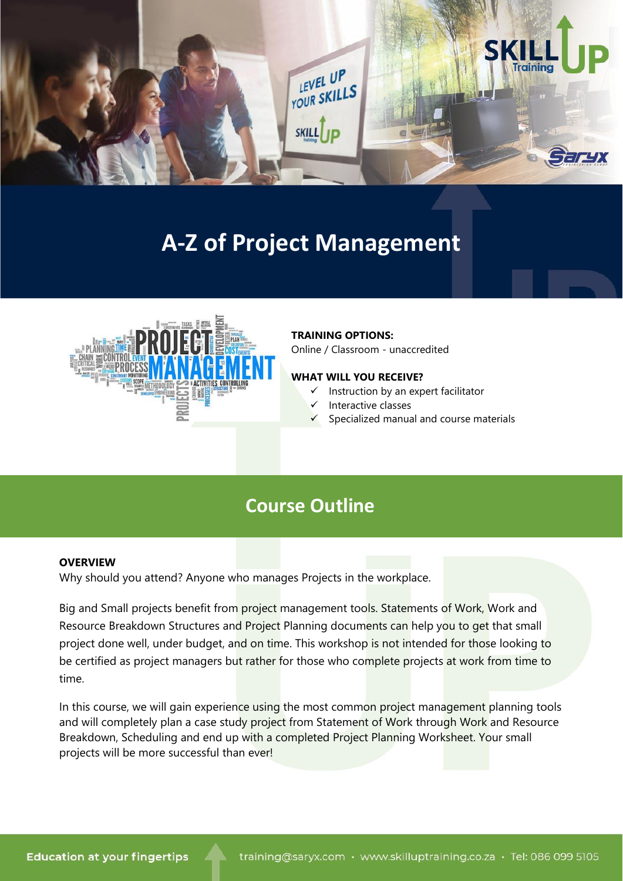# A-Z of Project Management

**TRAINING OPTIONS:**
Online / Classroom - unaccredited

**WHAT WILL YOU RECEIVE?**

- ✓ Instruction by an expert facilitator
- ✓ Interactive classes
- ✓ Specialized manual and course materials

## Course Outline

**OVERVIEW**

Why should you attend? Anyone who manages Projects in the workplace.

Big and Small projects benefit from project management tools. Statements of Work, Work and Resource Breakdown Structures and Project Planning documents can help you to get that small project done well, under budget, and on time. This workshop is not intended for those looking to be certified as project managers but rather for those who complete projects at work from time to time.

In this course, we will gain experience using the most common project management planning tools and will completely plan a case study project from Statement of Work through Work and Resource Breakdown, Scheduling and end up with a completed Project Planning Worksheet. Your small projects will be more successful than ever!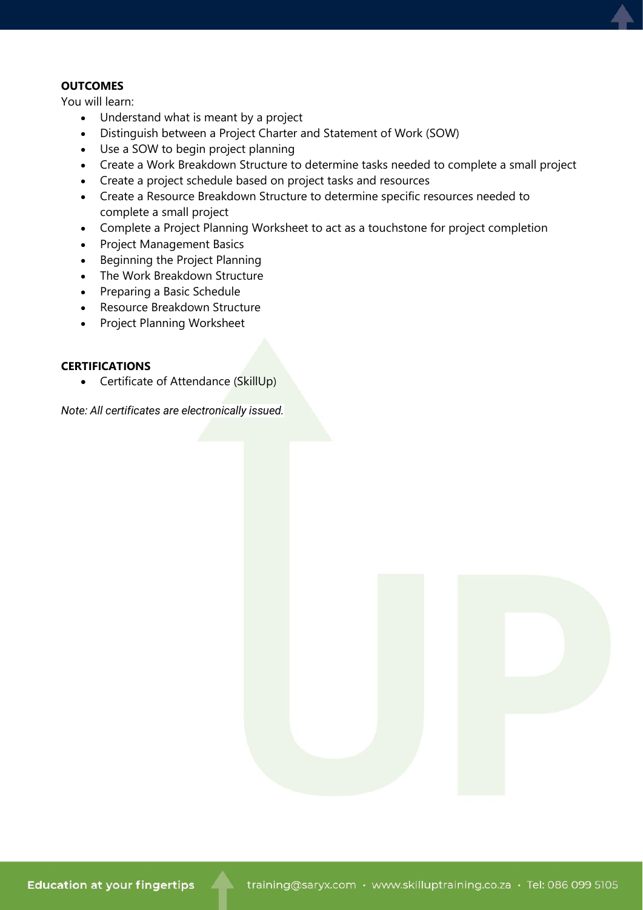**OUTCOMES**

You will learn:

- Understand what is meant by a project
- Distinguish between a Project Charter and Statement of Work (SOW)
- Use a SOW to begin project planning
- Create a Work Breakdown Structure to determine tasks needed to complete a small project
- Create a project schedule based on project tasks and resources
- Create a Resource Breakdown Structure to determine specific resources needed to complete a small project
- Complete a Project Planning Worksheet to act as a touchstone for project completion
- Project Management Basics
- Beginning the Project Planning
- The Work Breakdown Structure
- Preparing a Basic Schedule
- Resource Breakdown Structure
- Project Planning Worksheet

**CERTIFICATIONS**

- Certificate of Attendance (SkillUp)

*Note: All certificates are electronically issued.*